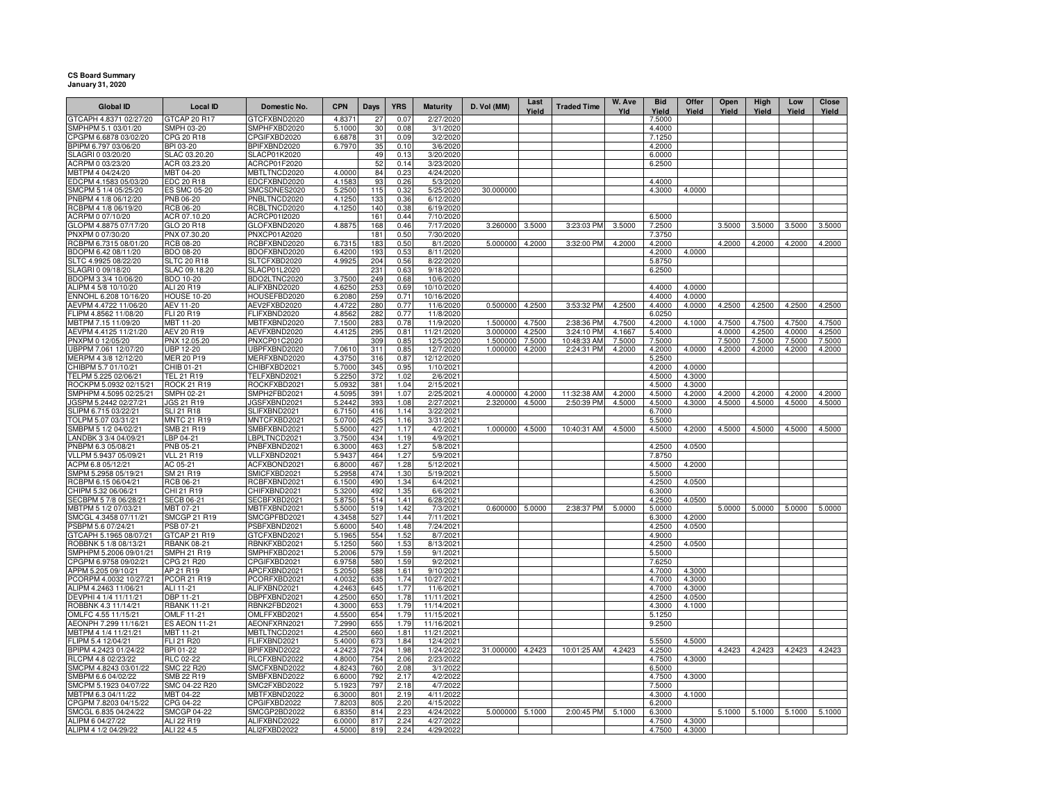**CS Board Summary**
**January 31, 2020**

| Global ID | Local ID | Domestic No. | CPN | Days | YRS | Maturity | D. Vol (MM) | Last Yield | Traded Time | W. Ave Yld | Bid Yield | Offer Yield | Open Yield | High Yield | Low Yield | Close Yield |
|---|---|---|---|---|---|---|---|---|---|---|---|---|---|---|---|---|
| GTCAPH 4.8371 02/27/20 | GTCAP 20 R17 | GTCFXBND2020 | 4.8371 | 27 | 0.07 | 2/27/2020 | | | | | 7.5000 | | | | | |
| SMPHPM 5.1 03/01/20 | SMPH 03-20 | SMPHFXBD2020 | 5.1000 | 30 | 0.08 | 3/1/2020 | | | | | 4.4000 | | | | | |
| CPGPM 6.6878 03/02/20 | CPG 20 R18 | CPGIFXBD2020 | 6.6878 | 31 | 0.09 | 3/2/2020 | | | | | 7.1250 | | | | | |
| BPIPM 6.797 03/06/20 | BPI 03-20 | BPIFXBND2020 | 6.7970 | 35 | 0.10 | 3/6/2020 | | | | | 4.2000 | | | | | |
| SLAGRI 0 03/20/20 | SLAC 03.20.20 | SLACP01K2020 | | 49 | 0.13 | 3/20/2020 | | | | | 6.0000 | | | | | |
| ACRPM 0 03/23/20 | ACR 03.23.20 | ACRCP01F2020 | | 52 | 0.14 | 3/23/2020 | | | | | 6.2500 | | | | | |
| MBTPM 4 04/24/20 | MBT 04-20 | MBTLTNCD2020 | 4.0000 | 84 | 0.23 | 4/24/2020 | | | | | | | | | | |
| EDCPM 4.1583 05/03/20 | EDC 20 R18 | EDCFXBND2020 | 4.1583 | 93 | 0.26 | 5/3/2020 | | | | | 4.4000 | | | | | |
| SMCPM 5 1/4 05/25/20 | ES SMC 05-20 | SMCSDNES2020 | 5.2500 | 115 | 0.32 | 5/25/2020 | 30.000000 | | | | 4.3000 | 4.0000 | | | | |
| PNBPM 4 1/8 06/12/20 | PNB 06-20 | PNBLTNCD2020 | 4.1250 | 133 | 0.36 | 6/12/2020 | | | | | | | | | | |
| RCBPM 4 1/8 06/19/20 | RCB 06-20 | RCBLTNCD2020 | 4.1250 | 140 | 0.38 | 6/19/2020 | | | | | | | | | | |
| ACRPM 0 07/10/20 | ACR 07.10.20 | ACRCP01I2020 | | 161 | 0.44 | 7/10/2020 | | | | | 6.5000 | | | | | |
| GLOPM 4.8875 07/17/20 | GLO 20 R18 | GLOFXBND2020 | 4.8875 | 168 | 0.46 | 7/17/2020 | 3.260000 | 3.5000 | 3:23:03 PM | 3.5000 | 7.2500 | | 3.5000 | 3.5000 | 3.5000 | 3.5000 |
| PNXPM 0 07/30/20 | PNX 07.30.20 | PNXCP01A2020 | | 181 | 0.50 | 7/30/2020 | | | | | 7.3750 | | | | | |
| RCBPM 6.7315 08/01/20 | RCB 08-20 | RCBFXBND2020 | 6.7315 | 183 | 0.50 | 8/1/2020 | 5.000000 | 4.2000 | 3:32:00 PM | 4.2000 | 4.2000 | | 4.2000 | 4.2000 | 4.2000 | 4.2000 |
| BDOPM 6.42 08/11/20 | BDO 08-20 | BDOFXBND2020 | 6.4200 | 193 | 0.53 | 8/11/2020 | | | | | 4.2000 | 4.0000 | | | | |
| SLTC 4.9925 08/22/20 | SLTC 20 R18 | SLTCFXBD2020 | 4.9925 | 204 | 0.56 | 8/22/2020 | | | | | 5.8750 | | | | | |
| SLAGRI 0 09/18/20 | SLAC 09.18.20 | SLACP01L2020 | | 231 | 0.63 | 9/18/2020 | | | | | 6.2500 | | | | | |
| BDOPM 3 3/4 10/06/20 | BDO 10-20 | BDO2LTNC2020 | 3.7500 | 249 | 0.68 | 10/6/2020 | | | | | | | | | | |
| ALIPM 4 5/8 10/10/20 | ALI 20 R19 | ALIFXBND2020 | 4.6250 | 253 | 0.69 | 10/10/2020 | | | | | 4.4000 | 4.0000 | | | | |
| ENNOHL 6.208 10/16/20 | HOUSE 10-20 | HOUSEFBD2020 | 6.2080 | 259 | 0.71 | 10/16/2020 | | | | | 4.4000 | 4.0000 | | | | |
| AEVPM 4.4722 11/06/20 | AEV 11-20 | AEV2FXBD2020 | 4.4722 | 280 | 0.77 | 11/6/2020 | 0.500000 | 4.2500 | 3:53:32 PM | 4.2500 | 4.4000 | 4.0000 | 4.2500 | 4.2500 | 4.2500 | 4.2500 |
| FLIPM 4.8562 11/08/20 | FLI 20 R19 | FLIFXBND2020 | 4.8562 | 282 | 0.77 | 11/8/2020 | | | | | 6.0250 | | | | | |
| MBTPM 7.15 11/09/20 | MBT 11-20 | MBTFXBND2020 | 7.1500 | 283 | 0.78 | 11/9/2020 | 1.500000 | 4.7500 | 2:38:36 PM | 4.7500 | 4.2000 | 4.1000 | 4.7500 | 4.7500 | 4.7500 | 4.7500 |
| AEVPM 4.4125 11/21/20 | AEV 20 R19 | AEVFXBND2020 | 4.4125 | 295 | 0.81 | 11/21/2020 | 3.000000 | 4.2500 | 3:24:10 PM | 4.1667 | 5.4000 | | 4.0000 | 4.2500 | 4.0000 | 4.2500 |
| PNXPM 0 12/05/20 | PNX 12.05.20 | PNXCP01C2020 | | 309 | 0.85 | 12/5/2020 | 1.500000 | 7.5000 | 10:48:33 AM | 7.5000 | 7.5000 | | 7.5000 | 7.5000 | 7.5000 | 7.5000 |
| UBPPM 7.061 12/07/20 | UBP 12-20 | UBPFXBND2020 | 7.0610 | 311 | 0.85 | 12/7/2020 | 1.000000 | 4.2000 | 2:24:31 PM | 4.2000 | 4.2000 | 4.0000 | 4.2000 | 4.2000 | 4.2000 | 4.2000 |
| MERPM 4 3/8 12/12/20 | MER 20 P19 | MERFXBND2020 | 4.3750 | 316 | 0.87 | 12/12/2020 | | | | | 5.2500 | | | | | |
| CHIBPM 5.7 01/10/21 | CHIB 01-21 | CHIBFXBD2021 | 5.7000 | 345 | 0.95 | 1/10/2021 | | | | | 4.2000 | 4.0000 | | | | |
| TELPM 5.225 02/06/21 | TEL 21 R19 | TELFXBND2021 | 5.2250 | 372 | 1.02 | 2/6/2021 | | | | | 4.5000 | 4.3000 | | | | |
| ROCKPM 5.0932 02/15/21 | ROCK 21 R19 | ROCKFXBD2021 | 5.0932 | 381 | 1.04 | 2/15/2021 | | | | | 4.5000 | 4.3000 | | | | |
| SMPHPM 4.5095 02/25/21 | SMPH 02-21 | SMPH2FBD2021 | 4.5095 | 391 | 1.07 | 2/25/2021 | 4.000000 | 4.2000 | 11:32:38 AM | 4.2000 | 4.5000 | 4.2000 | 4.2000 | 4.2000 | 4.2000 | 4.2000 |
| JGSPM 5.2442 02/27/21 | JGS 21 R19 | JGSFXBND2021 | 5.2442 | 393 | 1.08 | 2/27/2021 | 2.320000 | 4.5000 | 2:50:39 PM | 4.5000 | 4.5000 | 4.3000 | 4.5000 | 4.5000 | 4.5000 | 4.5000 |
| SLIPM 6.715 03/22/21 | SLI 21 R18 | SLIFXBND2021 | 6.7150 | 416 | 1.14 | 3/22/2021 | | | | | 6.7000 | | | | | |
| TOLPM 5.07 03/31/21 | MNTC 21 R19 | MNTCFXBD2021 | 5.0700 | 425 | 1.16 | 3/31/2021 | | | | | 5.5000 | | | | | |
| SMBPM 5 1/2 04/02/21 | SMB 21 R19 | SMBFXBND2021 | 5.5000 | 427 | 1.17 | 4/2/2021 | 1.000000 | 4.5000 | 10:40:31 AM | 4.5000 | 4.5000 | 4.2000 | 4.5000 | 4.5000 | 4.5000 | 4.5000 |
| LANDBK 3 3/4 04/09/21 | LBP 04-21 | LBPLTNCD2021 | 3.7500 | 434 | 1.19 | 4/9/2021 | | | | | | | | | | |
| PNBPM 6.3 05/08/21 | PNB 05-21 | PNBFXBND2021 | 6.3000 | 463 | 1.27 | 5/8/2021 | | | | | 4.2500 | 4.0500 | | | | |
| VLLPM 5.9437 05/09/21 | VLL 21 R19 | VLLFXBND2021 | 5.9437 | 464 | 1.27 | 5/9/2021 | | | | | 7.8750 | | | | | |
| ACPM 6.8 05/12/21 | AC 05-21 | ACFXBOND2021 | 6.8000 | 467 | 1.28 | 5/12/2021 | | | | | 4.5000 | 4.2000 | | | | |
| SMPM 5.2958 05/19/21 | SM 21 R19 | SMICFXBD2021 | 5.2958 | 474 | 1.30 | 5/19/2021 | | | | | 5.5000 | | | | | |
| RCBPM 6.15 06/04/21 | RCB 06-21 | RCBFXBND2021 | 6.1500 | 490 | 1.34 | 6/4/2021 | | | | | 4.2500 | 4.0500 | | | | |
| CHIPM 5.32 06/06/21 | CHI 21 R19 | CHIFXBND2021 | 5.3200 | 492 | 1.35 | 6/6/2021 | | | | | 6.3000 | | | | | |
| SECBPM 5 7/8 06/28/21 | SECB 06-21 | SECBFXBD2021 | 5.8750 | 514 | 1.41 | 6/28/2021 | | | | | 4.2500 | 4.0500 | | | | |
| MBTPM 5 1/2 07/03/21 | MBT 07-21 | MBTFXBND2021 | 5.5000 | 519 | 1.42 | 7/3/2021 | 0.600000 | 5.0000 | 2:38:37 PM | 5.0000 | 5.0000 | | 5.0000 | 5.0000 | 5.0000 | 5.0000 |
| SMCGL 4.3458 07/11/21 | SMCGP 21 R19 | SMCGPFBD2021 | 4.3458 | 527 | 1.44 | 7/11/2021 | | | | | 6.3000 | 4.2000 | | | | |
| PSBPM 5.6 07/24/21 | PSB 07-21 | PSBFXBND2021 | 5.6000 | 540 | 1.48 | 7/24/2021 | | | | | 4.2500 | 4.0500 | | | | |
| GTCAPH 5.1965 08/07/21 | GTCAP 21 R19 | GTCFXBND2021 | 5.1965 | 554 | 1.52 | 8/7/2021 | | | | | 4.9000 | | | | | |
| ROBBNK 5 1/8 08/13/21 | RBANK 08-21 | RBNKFXBD2021 | 5.1250 | 560 | 1.53 | 8/13/2021 | | | | | 4.2500 | 4.0500 | | | | |
| SMPHPM 5.2006 09/01/21 | SMPH 21 R19 | SMPHFXBD2021 | 5.2006 | 579 | 1.59 | 9/1/2021 | | | | | 5.5000 | | | | | |
| CPGPM 6.9758 09/02/21 | CPG 21 R20 | CPGIFXBD2021 | 6.9758 | 580 | 1.59 | 9/2/2021 | | | | | 7.6250 | | | | | |
| APPM 5.205 09/10/21 | AP 21 R19 | APCFXBND2021 | 5.2050 | 588 | 1.61 | 9/10/2021 | | | | | 4.7000 | 4.3000 | | | | |
| PCORPM 4.0032 10/27/21 | PCOR 21 R19 | PCORFXBD2021 | 4.0032 | 635 | 1.74 | 10/27/2021 | | | | | 4.7000 | 4.3000 | | | | |
| ALIPM 4.2463 11/06/21 | ALI 11-21 | ALIFXBND2021 | 4.2463 | 645 | 1.77 | 11/6/2021 | | | | | 4.7000 | 4.3000 | | | | |
| DEVPHI 4 1/4 11/11/21 | DBP 11-21 | DBPFXBND2021 | 4.2500 | 650 | 1.78 | 11/11/2021 | | | | | 4.2500 | 4.0500 | | | | |
| ROBBNK 4.3 11/14/21 | RBANK 11-21 | RBNK2FBD2021 | 4.3000 | 653 | 1.79 | 11/14/2021 | | | | | 4.3000 | 4.1000 | | | | |
| OMLFC 4.55 11/15/21 | OMLF 11-21 | OMLFFXBD2021 | 4.5500 | 654 | 1.79 | 11/15/2021 | | | | | 5.1250 | | | | | |
| AEONPH 7.299 11/16/21 | ES AEON 11-21 | AEONFXRN2021 | 7.2990 | 655 | 1.79 | 11/16/2021 | | | | | 9.2500 | | | | | |
| MBTPM 4 1/4 11/21/21 | MBT 11-21 | MBTLTNCD2021 | 4.2500 | 660 | 1.81 | 11/21/2021 | | | | | | | | | | |
| FLIPM 5.4 12/04/21 | FLI 21 R20 | FLIFXBND2021 | 5.4000 | 673 | 1.84 | 12/4/2021 | | | | | 5.5500 | 4.5000 | | | | |
| BPIPM 4.2423 01/24/22 | BPI 01-22 | BPIFXBND2022 | 4.2423 | 724 | 1.98 | 1/24/2022 | 31.000000 | 4.2423 | 10:01:25 AM | 4.2423 | 4.2500 | | 4.2423 | 4.2423 | 4.2423 | 4.2423 |
| RLCPM 4.8 02/23/22 | RLC 02-22 | RLCFXBND2022 | 4.8000 | 754 | 2.06 | 2/23/2022 | | | | | 4.7500 | 4.3000 | | | | |
| SMCPM 4.8243 03/01/22 | SMC 22 R20 | SMCFXBND2022 | 4.8243 | 760 | 2.08 | 3/1/2022 | | | | | 6.5000 | | | | | |
| SMBPM 6.6 04/02/22 | SMB 22 R19 | SMBFXBND2022 | 6.6000 | 792 | 2.17 | 4/2/2022 | | | | | 4.7500 | 4.3000 | | | | |
| SMCPM 5.1923 04/07/22 | SMC 04-22 R20 | SMC2FXBD2022 | 5.1923 | 797 | 2.18 | 4/7/2022 | | | | | 7.5000 | | | | | |
| MBTPM 6.3 04/11/22 | MBT 04-22 | MBTFXBND2022 | 6.3000 | 801 | 2.19 | 4/11/2022 | | | | | 4.3000 | 4.1000 | | | | |
| CPGPM 7.8203 04/15/22 | CPG 04-22 | CPGIFXBD2022 | 7.8203 | 805 | 2.20 | 4/15/2022 | | | | | 6.2000 | | | | | |
| SMCGL 6.835 04/24/22 | SMCGP 04-22 | SMCGP2BD2022 | 6.8350 | 814 | 2.23 | 4/24/2022 | 5.000000 | 5.1000 | 2:00:45 PM | 5.1000 | 6.3000 | | 5.1000 | 5.1000 | 5.1000 | 5.1000 |
| ALIPM 6 04/27/22 | ALI 22 R19 | ALIFXBND2022 | 6.0000 | 817 | 2.24 | 4/27/2022 | | | | | 4.7500 | 4.3000 | | | | |
| ALIPM 4 1/2 04/29/22 | ALI 22 4.5 | ALI2FXBD2022 | 4.5000 | 819 | 2.24 | 4/29/2022 | | | | | 4.7500 | 4.3000 | | | | |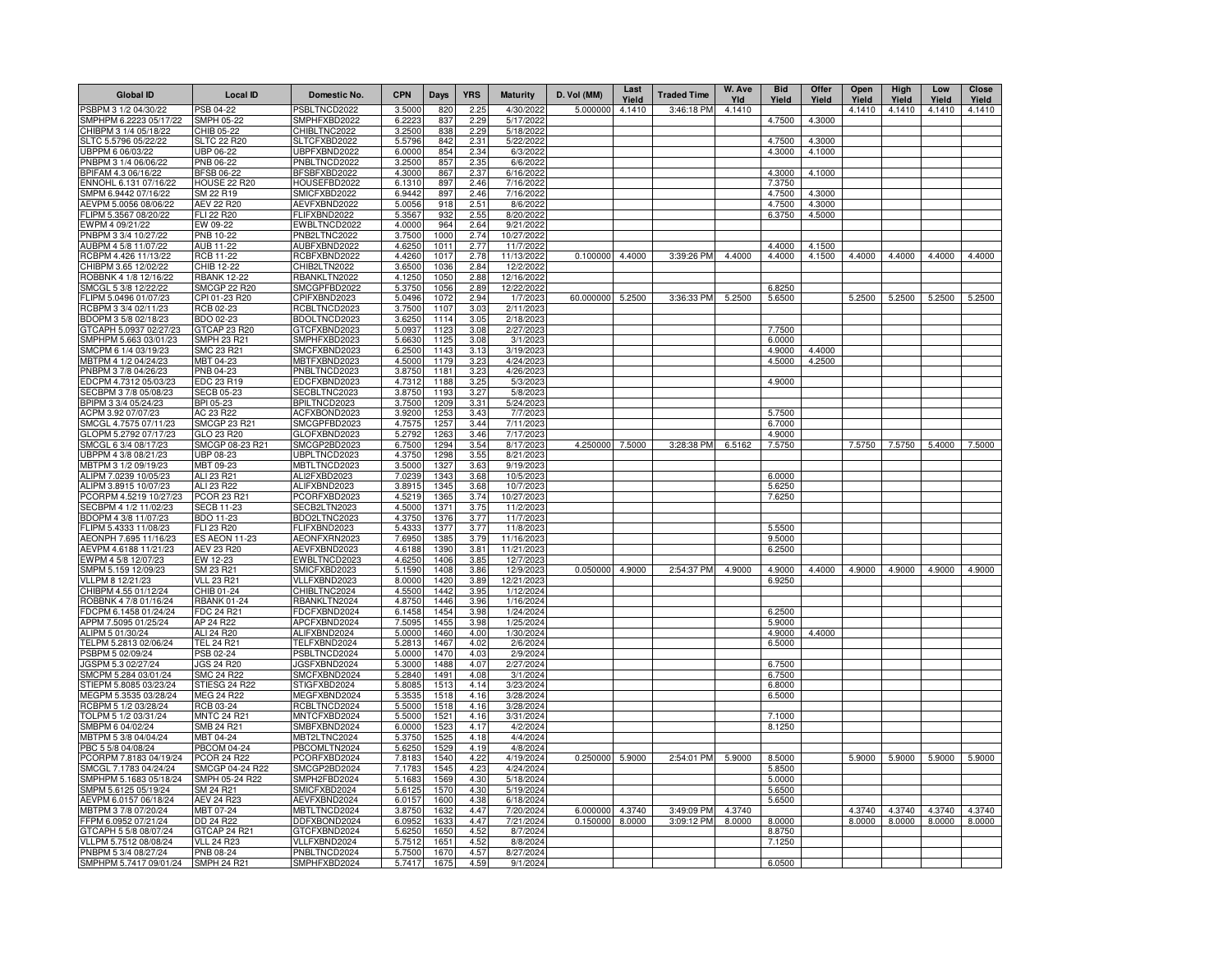| Global ID | Local ID | Domestic No. | CPN | Days | YRS | Maturity | D. Vol (MM) | Last Yield | Traded Time | W. Ave Yld | Bid Yield | Offer Yield | Open Yield | High Yield | Low Yield | Close Yield |
|---|---|---|---|---|---|---|---|---|---|---|---|---|---|---|---|---|
| PSBPM 3 1/2 04/30/22 | PSB 04-22 | PSBLTNCD2022 | 3.5000 | 820 | 2.25 | 4/30/2022 | 5.000000 | 4.1410 | 3:46:18 PM | 4.1410 | | | 4.1410 | 4.1410 | 4.1410 | 4.1410 |
| SMPHPM 6.2223 05/17/22 | SMPH 05-22 | SMPHFXBD2022 | 6.2223 | 837 | 2.29 | 5/17/2022 | | | | | 4.7500 | 4.3000 | | | | |
| CHIBPM 3 1/4 05/18/22 | CHIB 05-22 | CHIBLTNC2022 | 3.2500 | 838 | 2.29 | 5/18/2022 | | | | | | | | | | |
| SLTC 5.5796 05/22/22 | SLTC 22 R20 | SLTCFXBD2022 | 5.5796 | 842 | 2.31 | 5/22/2022 | | | | | 4.7500 | 4.3000 | | | | |
| UBPPM 6 06/03/22 | UBP 06-22 | UBPFXBND2022 | 6.0000 | 854 | 2.34 | 6/3/2022 | | | | | 4.3000 | 4.1000 | | | | |
| PNBPM 3 1/4 06/06/22 | PNB 06-22 | PNBLTNCD2022 | 3.2500 | 857 | 2.35 | 6/6/2022 | | | | | | | | | | |
| BPIFAM 4.3 06/16/22 | BFSB 06-22 | BFSBFXBD2022 | 4.3000 | 867 | 2.37 | 6/16/2022 | | | | | 4.3000 | 4.1000 | | | | |
| ENNOHL 6.131 07/16/22 | HOUSE 22 R20 | HOUSEFBD2022 | 6.1310 | 897 | 2.46 | 7/16/2022 | | | | | 7.3750 | | | | | |
| SMPM 6.9442 07/16/22 | SM 22 R19 | SMICFXBD2022 | 6.9442 | 897 | 2.46 | 7/16/2022 | | | | | 4.7500 | 4.3000 | | | | |
| AEVPM 5.0056 08/06/22 | AEV 22 R20 | AEVFXBND2022 | 5.0056 | 918 | 2.51 | 8/6/2022 | | | | | 4.7500 | 4.3000 | | | | |
| FLIPM 5.3567 08/20/22 | FLI 22 R20 | FLIFXBND2022 | 5.3567 | 932 | 2.55 | 8/20/2022 | | | | | 6.3750 | 4.5000 | | | | |
| EWPM 4 09/21/22 | EW 09-22 | EWBLTNCD2022 | 4.0000 | 964 | 2.64 | 9/21/2022 | | | | | | | | | | |
| PNBPM 3 3/4 10/27/22 | PNB 10-22 | PNB2LTNC2022 | 3.7500 | 1000 | 2.74 | 10/27/2022 | | | | | | | | | | |
| AUBPM 4 5/8 11/07/22 | AUB 11-22 | AUBFXBND2022 | 4.6250 | 1011 | 2.77 | 11/7/2022 | | | | | 4.4000 | 4.1500 | | | | |
| RCBPM 4.426 11/13/22 | RCB 11-22 | RCBFXBND2022 | 4.4260 | 1017 | 2.78 | 11/13/2022 | 0.100000 | 4.4000 | 3:39:26 PM | 4.4000 | 4.4000 | 4.1500 | 4.4000 | 4.4000 | 4.4000 | 4.4000 |
| CHIBPM 3.65 12/02/22 | CHIB 12-22 | CHIB2LTN2022 | 3.6500 | 1036 | 2.84 | 12/2/2022 | | | | | | | | | | |
| ROBBNK 4 1/8 12/16/22 | RBANK 12-22 | RBANKLTN2022 | 4.1250 | 1050 | 2.88 | 12/16/2022 | | | | | | | | | | |
| SMCGL 5 3/8 12/22/22 | SMCGP 22 R20 | SMCGPFBD2022 | 5.3750 | 1056 | 2.89 | 12/22/2022 | | | | | 6.8250 | | | | | |
| FLIPM 5.0496 01/07/23 | CPI 01-23 R20 | CPIFXBND2023 | 5.0496 | 1072 | 2.94 | 1/7/2023 | 60.000000 | 5.2500 | 3:36:33 PM | 5.2500 | 5.6500 | | 5.2500 | 5.2500 | 5.2500 | 5.2500 |
| RCBPM 3 3/4 02/11/23 | RCB 02-23 | RCBLTNCD2023 | 3.7500 | 1107 | 3.03 | 2/11/2023 | | | | | | | | | | |
| BDOPM 3 5/8 02/18/23 | BDO 02-23 | BDOLTNCD2023 | 3.6250 | 1114 | 3.05 | 2/18/2023 | | | | | | | | | | |
| GTCAPH 5.0937 02/27/23 | GTCAP 23 R20 | GTCFXBND2023 | 5.0937 | 1123 | 3.08 | 2/27/2023 | | | | | 7.7500 | | | | | |
| SMPHPM 5.663 03/01/23 | SMPH 23 R21 | SMPHFXBD2023 | 5.6630 | 1125 | 3.08 | 3/1/2023 | | | | | 6.0000 | | | | | |
| SMCPM 6 1/4 03/19/23 | SMC 23 R21 | SMCFXBND2023 | 6.2500 | 1143 | 3.13 | 3/19/2023 | | | | | 4.9000 | 4.4000 | | | | |
| MBTPM 4 1/2 04/24/23 | MBT 04-23 | MBTFXBND2023 | 4.5000 | 1179 | 3.23 | 4/24/2023 | | | | | 4.5000 | 4.2500 | | | | |
| PNBPM 3 7/8 04/26/23 | PNB 04-23 | PNBLTNCD2023 | 3.8750 | 1181 | 3.23 | 4/26/2023 | | | | | | | | | | |
| EDCPM 4.7312 05/03/23 | EDC 23 R19 | EDCFXBND2023 | 4.7312 | 1188 | 3.25 | 5/3/2023 | | | | | 4.9000 | | | | | |
| SECBPM 3 7/8 05/08/23 | SECB 05-23 | SECBLTNC2023 | 3.8750 | 1193 | 3.27 | 5/8/2023 | | | | | | | | | | |
| BPIPM 3 3/4 05/24/23 | BPI 05-23 | BPILTNCD2023 | 3.7500 | 1209 | 3.31 | 5/24/2023 | | | | | | | | | | |
| ACPM 3.92 07/07/23 | AC 23 R22 | ACFXBOND2023 | 3.9200 | 1253 | 3.43 | 7/7/2023 | | | | | 5.7500 | | | | | |
| SMCGL 4.7575 07/11/23 | SMCGP 23 R21 | SMCGPFBD2023 | 4.7575 | 1257 | 3.44 | 7/11/2023 | | | | | 6.7000 | | | | | |
| GLOPM 5.2792 07/17/23 | GLO 23 R20 | GLOFXBND2023 | 5.2792 | 1263 | 3.46 | 7/17/2023 | | | | | 4.9000 | | | | | |
| SMCGL 6 3/4 08/17/23 | SMCGP 08-23 R21 | SMCGP2BD2023 | 6.7500 | 1294 | 3.54 | 8/17/2023 | 4.250000 | 7.5000 | 3:28:38 PM | 6.5162 | 7.5750 | | 7.5750 | 7.5750 | 5.4000 | 7.5000 |
| UBPPM 4 3/8 08/21/23 | UBP 08-23 | UBPLTNCD2023 | 4.3750 | 1298 | 3.55 | 8/21/2023 | | | | | | | | | | |
| MBTPM 3 1/2 09/19/23 | MBT 09-23 | MBTLTNCD2023 | 3.5000 | 1327 | 3.63 | 9/19/2023 | | | | | | | | | | |
| ALIPM 7.0239 10/05/23 | ALI 23 R21 | ALI2FXBD2023 | 7.0239 | 1343 | 3.68 | 10/5/2023 | | | | | 6.0000 | | | | | |
| ALIPM 3.8915 10/07/23 | ALI 23 R22 | ALIFXBND2023 | 3.8915 | 1345 | 3.68 | 10/7/2023 | | | | | 5.6250 | | | | | |
| PCORPM 4.5219 10/27/23 | PCOR 23 R21 | PCORFXBD2023 | 4.5219 | 1365 | 3.74 | 10/27/2023 | | | | | 7.6250 | | | | | |
| SECBPM 4 1/2 11/02/23 | SECB 11-23 | SECB2LTN2023 | 4.5000 | 1371 | 3.75 | 11/2/2023 | | | | | | | | | | |
| BDOPM 4 3/8 11/07/23 | BDO 11-23 | BDO2LTNC2023 | 4.3750 | 1376 | 3.77 | 11/7/2023 | | | | | | | | | | |
| FLIPM 5.4333 11/08/23 | FLI 23 R20 | FLIFXBND2023 | 5.4333 | 1377 | 3.77 | 11/8/2023 | | | | | 5.5500 | | | | | |
| AEONPH 7.695 11/16/23 | ES AEON 11-23 | AEONFXRN2023 | 7.6950 | 1385 | 3.79 | 11/16/2023 | | | | | 9.5000 | | | | | |
| AEVPM 4.6188 11/21/23 | AEV 23 R20 | AEVFXBND2023 | 4.6188 | 1390 | 3.81 | 11/21/2023 | | | | | 6.2500 | | | | | |
| EWPM 4 5/8 12/07/23 | EW 12-23 | EWBLTNCD2023 | 4.6250 | 1406 | 3.85 | 12/7/2023 | | | | | | | | | | |
| SMPM 5.159 12/09/23 | SM 23 R21 | SMICFXBD2023 | 5.1590 | 1408 | 3.86 | 12/9/2023 | 0.050000 | 4.9000 | 2:54:37 PM | 4.9000 | 4.9000 | 4.4000 | 4.9000 | 4.9000 | 4.9000 | 4.9000 |
| VLLPM 8 12/21/23 | VLL 23 R21 | VLLFXBND2023 | 8.0000 | 1420 | 3.89 | 12/21/2023 | | | | | 6.9250 | | | | | |
| CHIBPM 4.55 01/12/24 | CHIB 01-24 | CHIBLTNC2024 | 4.5500 | 1442 | 3.95 | 1/12/2024 | | | | | | | | | | |
| ROBBNK 4 7/8 01/16/24 | RBANK 01-24 | RBANKLTN2024 | 4.8750 | 1446 | 3.96 | 1/16/2024 | | | | | | | | | | |
| FDCPM 6.1458 01/24/24 | FDC 24 R21 | FDCFXBND2024 | 6.1458 | 1454 | 3.98 | 1/24/2024 | | | | | 6.2500 | | | | | |
| APPM 7.5095 01/25/24 | AP 24 R22 | APCFXBND2024 | 7.5095 | 1455 | 3.98 | 1/25/2024 | | | | | 5.9000 | | | | | |
| ALIPM 5 01/30/24 | ALI 24 R20 | ALIFXBND2024 | 5.0000 | 1460 | 4.00 | 1/30/2024 | | | | | 4.9000 | 4.4000 | | | | |
| TELPM 5.2813 02/06/24 | TEL 24 R21 | TELFXBND2024 | 5.2813 | 1467 | 4.02 | 2/6/2024 | | | | | 6.5000 | | | | | |
| PSBPM 5 02/09/24 | PSB 02-24 | PSBLTNCD2024 | 5.0000 | 1470 | 4.03 | 2/9/2024 | | | | | | | | | | |
| JGSPM 5.3 02/27/24 | JGS 24 R20 | JGSFXBND2024 | 5.3000 | 1488 | 4.07 | 2/27/2024 | | | | | 6.7500 | | | | | |
| SMCPM 5.284 03/01/24 | SMC 24 R22 | SMCFXBND2024 | 5.2840 | 1491 | 4.08 | 3/1/2024 | | | | | 6.7500 | | | | | |
| STIEPM 5.8085 03/23/24 | STIESG 24 R22 | STIGFXBD2024 | 5.8085 | 1513 | 4.14 | 3/23/2024 | | | | | 6.8000 | | | | | |
| MEGPM 5.3535 03/28/24 | MEG 24 R22 | MEGFXBND2024 | 5.3535 | 1518 | 4.16 | 3/28/2024 | | | | | 6.5000 | | | | | |
| RCBPM 5 1/2 03/28/24 | RCB 03-24 | RCBLTNCD2024 | 5.5000 | 1518 | 4.16 | 3/28/2024 | | | | | | | | | | |
| TOLPM 5 1/2 03/31/24 | MNTC 24 R21 | MNTCFXBD2024 | 5.5000 | 1521 | 4.16 | 3/31/2024 | | | | | 7.1000 | | | | | |
| SMBPM 6 04/02/24 | SMB 24 R21 | SMBFXBND2024 | 6.0000 | 1523 | 4.17 | 4/2/2024 | | | | | 8.1250 | | | | | |
| MBTPM 5 3/8 04/04/24 | MBT 04-24 | MBT2LTNC2024 | 5.3750 | 1525 | 4.18 | 4/4/2024 | | | | | | | | | | |
| PBC 5 5/8 04/08/24 | PBCOM 04-24 | PBCOMLTN2024 | 5.6250 | 1529 | 4.19 | 4/8/2024 | | | | | | | | | | |
| PCORPM 7.8183 04/19/24 | PCOR 24 R22 | PCORFXBD2024 | 7.8183 | 1540 | 4.22 | 4/19/2024 | 0.250000 | 5.9000 | 2:54:01 PM | 5.9000 | 8.5000 | | 5.9000 | 5.9000 | 5.9000 | 5.9000 |
| SMCGL 7.1783 04/24/24 | SMCGP 04-24 R22 | SMCGP2BD2024 | 7.1783 | 1545 | 4.23 | 4/24/2024 | | | | | 5.8500 | | | | | |
| SMPHPM 5.1683 05/18/24 | SMPH 05-24 R22 | SMPH2FBD2024 | 5.1683 | 1569 | 4.30 | 5/18/2024 | | | | | 5.0000 | | | | | |
| SMPM 5.6125 05/19/24 | SM 24 R21 | SMICFXBD2024 | 5.6125 | 1570 | 4.30 | 5/19/2024 | | | | | 5.6500 | | | | | |
| AEVPM 6.0157 06/18/24 | AEV 24 R23 | AEVFXBND2024 | 6.0157 | 1600 | 4.38 | 6/18/2024 | | | | | 5.6500 | | | | | |
| MBTPM 3 7/8 07/20/24 | MBT 07-24 | MBTLTNCD2024 | 3.8750 | 1632 | 4.47 | 7/20/2024 | 6.000000 | 4.3740 | 3:49:09 PM | 4.3740 | | | 4.3740 | 4.3740 | 4.3740 | 4.3740 |
| FFPM 6.0952 07/21/24 | DD 24 R22 | DDFXBOND2024 | 6.0952 | 1633 | 4.47 | 7/21/2024 | 0.150000 | 8.0000 | 3:09:12 PM | 8.0000 | 8.0000 | | 8.0000 | 8.0000 | 8.0000 | 8.0000 |
| GTCAPH 5 5/8 08/07/24 | GTCAP 24 R21 | GTCFXBND2024 | 5.6250 | 1650 | 4.52 | 8/7/2024 | | | | | 8.8750 | | | | | |
| VLLPM 5.7512 08/08/24 | VLL 24 R23 | VLLFXBND2024 | 5.7512 | 1651 | 4.52 | 8/8/2024 | | | | | 7.1250 | | | | | |
| PNBPM 5 3/4 08/27/24 | PNB 08-24 | PNBLTNCD2024 | 5.7500 | 1670 | 4.57 | 8/27/2024 | | | | | | | | | | |
| SMPHPM 5.7417 09/01/24 | SMPH 24 R21 | SMPHFXBD2024 | 5.7417 | 1675 | 4.59 | 9/1/2024 | | | | | 6.0500 | | | | | |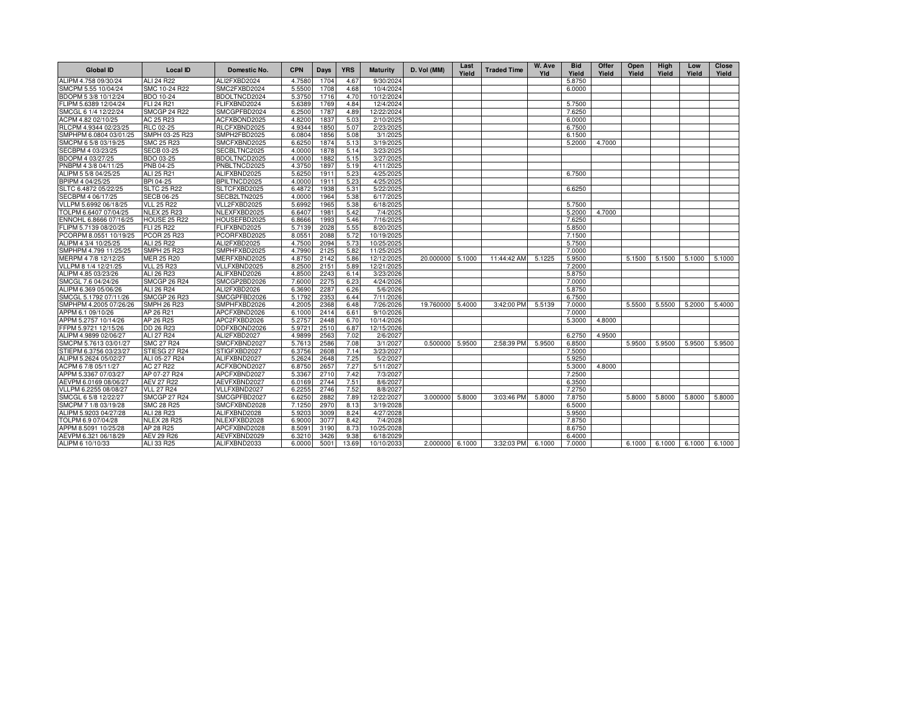| Global ID | Local ID | Domestic No. | CPN | Days | YRS | Maturity | D. Vol (MM) | Last Yield | Traded Time | W. Ave Yld | Bid Yield | Offer Yield | Open Yield | High Yield | Low Yield | Close Yield |
|---|---|---|---|---|---|---|---|---|---|---|---|---|---|---|---|---|
| ALIPM 4.758 09/30/24 | ALI 24 R22 | ALI2FXBD2024 | 4.7580 | 1704 | 4.67 | 9/30/2024 | | | | | 5.8750 | | | | | |
| SMCPM 5.55 10/04/24 | SMC 10-24 R22 | SMC2FXBD2024 | 5.5500 | 1708 | 4.68 | 10/4/2024 | | | | | 6.0000 | | | | | |
| BDOPM 5 3/8 10/12/24 | BDO 10-24 | BDOLTNCD2024 | 5.3750 | 1716 | 4.70 | 10/12/2024 | | | | | | | | | | |
| FLIPM 5.6389 12/04/24 | FLI 24 R21 | FLIFXBND2024 | 5.6389 | 1769 | 4.84 | 12/4/2024 | | | | | 5.7500 | | | | | |
| SMCGL 6 1/4 12/22/24 | SMCGP 24 R22 | SMCGPFBD2024 | 6.2500 | 1787 | 4.89 | 12/22/2024 | | | | | 7.6250 | | | | | |
| ACPM 4.82 02/10/25 | AC 25 R23 | ACFXBOND2025 | 4.8200 | 1837 | 5.03 | 2/10/2025 | | | | | 6.0000 | | | | | |
| RLCPM 4.9344 02/23/25 | RLC 02-25 | RLCFXBND2025 | 4.9344 | 1850 | 5.07 | 2/23/2025 | | | | | 6.7500 | | | | | |
| SMPHPM 6.0804 03/01/25 | SMPH 03-25 R23 | SMPH2FBD2025 | 6.0804 | 1856 | 5.08 | 3/1/2025 | | | | | 6.1500 | | | | | |
| SMCPM 6 5/8 03/19/25 | SMC 25 R23 | SMCFXBND2025 | 6.6250 | 1874 | 5.13 | 3/19/2025 | | | | | 5.2000 | 4.7000 | | | | |
| SECBPM 4 03/23/25 | SECB 03-25 | SECBLTNC2025 | 4.0000 | 1878 | 5.14 | 3/23/2025 | | | | | | | | | | |
| BDOPM 4 03/27/25 | BDO 03-25 | BDOLTNCD2025 | 4.0000 | 1882 | 5.15 | 3/27/2025 | | | | | | | | | | |
| PNBPM 4 3/8 04/11/25 | PNB 04-25 | PNBLTNCD2025 | 4.3750 | 1897 | 5.19 | 4/11/2025 | | | | | | | | | | |
| ALIPM 5 5/8 04/25/25 | ALI 25 R21 | ALIFXBND2025 | 5.6250 | 1911 | 5.23 | 4/25/2025 | | | | | 6.7500 | | | | | |
| BPIPM 4 04/25/25 | BPI 04-25 | BPILTNCD2025 | 4.0000 | 1911 | 5.23 | 4/25/2025 | | | | | | | | | | |
| SLTC 6.4872 05/22/25 | SLTC 25 R22 | SLTCFXBD2025 | 6.4872 | 1938 | 5.31 | 5/22/2025 | | | | | 6.6250 | | | | | |
| SECBPM 4 06/17/25 | SECB 06-25 | SECB2LTN2025 | 4.0000 | 1964 | 5.38 | 6/17/2025 | | | | | | | | | | |
| VLLPM 5.6992 06/18/25 | VLL 25 R22 | VLL2FXBD2025 | 5.6992 | 1965 | 5.38 | 6/18/2025 | | | | | 5.7500 | | | | | |
| TOLPM 6.6407 07/04/25 | NLEX 25 R23 | NLEXFXBD2025 | 6.6407 | 1981 | 5.42 | 7/4/2025 | | | | | 5.2000 | 4.7000 | | | | |
| ENNOHL 6.8666 07/16/25 | HOUSE 25 R22 | HOUSEFBD2025 | 6.8666 | 1993 | 5.46 | 7/16/2025 | | | | | 7.6250 | | | | | |
| FLIPM 5.7139 08/20/25 | FLI 25 R22 | FLIFXBND2025 | 5.7139 | 2028 | 5.55 | 8/20/2025 | | | | | 5.8500 | | | | | |
| PCORPM 8.0551 10/19/25 | PCOR 25 R23 | PCORFXBD2025 | 8.0551 | 2088 | 5.72 | 10/19/2025 | | | | | 7.1500 | | | | | |
| ALIPM 4 3/4 10/25/25 | ALI 25 R22 | ALI2FXBD2025 | 4.7500 | 2094 | 5.73 | 10/25/2025 | | | | | 5.7500 | | | | | |
| SMPHPM 4.799 11/25/25 | SMPH 25 R23 | SMPHFXBD2025 | 4.7990 | 2125 | 5.82 | 11/25/2025 | | | | | 7.0000 | | | | | |
| MERPM 4 7/8 12/12/25 | MER 25 R20 | MERFXBND2025 | 4.8750 | 2142 | 5.86 | 12/12/2025 | 20.000000 | 5.1000 | 11:44:42 AM | 5.1225 | 5.9500 | | 5.1500 | 5.1500 | 5.1000 | 5.1000 |
| VLLPM 8 1/4 12/21/25 | VLL 25 R23 | VLLFXBND2025 | 8.2500 | 2151 | 5.89 | 12/21/2025 | | | | | 7.2000 | | | | | |
| ALIPM 4.85 03/23/26 | ALI 26 R23 | ALIFXBND2026 | 4.8500 | 2243 | 6.14 | 3/23/2026 | | | | | 5.8750 | | | | | |
| SMCGL 7.6 04/24/26 | SMCGP 26 R24 | SMCGP2BD2026 | 7.6000 | 2275 | 6.23 | 4/24/2026 | | | | | 7.0000 | | | | | |
| ALIPM 6.369 05/06/26 | ALI 26 R24 | ALI2FXBD2026 | 6.3690 | 2287 | 6.26 | 5/6/2026 | | | | | 5.8750 | | | | | |
| SMCGL 5.1792 07/11/26 | SMCGP 26 R23 | SMCGPFBD2026 | 5.1792 | 2353 | 6.44 | 7/11/2026 | | | | | 6.7500 | | | | | |
| SMPHPM 4.2005 07/26/26 | SMPH 26 R23 | SMPHFXBD2026 | 4.2005 | 2368 | 6.48 | 7/26/2026 | 19.760000 | 5.4000 | 3:42:00 PM | 5.5139 | 7.0000 | | 5.5500 | 5.5500 | 5.2000 | 5.4000 |
| APPM 6.1 09/10/26 | AP 26 R21 | APCFXBND2026 | 6.1000 | 2414 | 6.61 | 9/10/2026 | | | | | 7.0000 | | | | | |
| APPM 5.2757 10/14/26 | AP 26 R25 | APC2FXBD2026 | 5.2757 | 2448 | 6.70 | 10/14/2026 | | | | | 5.3000 | 4.8000 | | | | |
| FFPM 5.9721 12/15/26 | DD 26 R23 | DDFXBOND2026 | 5.9721 | 2510 | 6.87 | 12/15/2026 | | | | | | | | | | |
| ALIPM 4.9899 02/06/27 | ALI 27 R24 | ALI2FXBD2027 | 4.9899 | 2563 | 7.02 | 2/6/2027 | | | | | 6.2750 | 4.9500 | | | | |
| SMCPM 5.7613 03/01/27 | SMC 27 R24 | SMCFXBND2027 | 5.7613 | 2586 | 7.08 | 3/1/2027 | 0.500000 | 5.9500 | 2:58:39 PM | 5.9500 | 6.8500 | | 5.9500 | 5.9500 | 5.9500 | 5.9500 |
| STIEPM 6.3756 03/23/27 | STIESG 27 R24 | STIGFXBD2027 | 6.3756 | 2608 | 7.14 | 3/23/2027 | | | | | 7.5000 | | | | | |
| ALIPM 5.2624 05/02/27 | ALI 05-27 R24 | ALIFXBND2027 | 5.2624 | 2648 | 7.25 | 5/2/2027 | | | | | 5.9250 | | | | | |
| ACPM 6 7/8 05/11/27 | AC 27 R22 | ACFXBOND2027 | 6.8750 | 2657 | 7.27 | 5/11/2027 | | | | | 5.3000 | 4.8000 | | | | |
| APPM 5.3367 07/03/27 | AP 07-27 R24 | APCFXBND2027 | 5.3367 | 2710 | 7.42 | 7/3/2027 | | | | | 7.2500 | | | | | |
| AEVPM 6.0169 08/06/27 | AEV 27 R22 | AEVFXBND2027 | 6.0169 | 2744 | 7.51 | 8/6/2027 | | | | | 6.3500 | | | | | |
| VLLPM 6.2255 08/08/27 | VLL 27 R24 | VLLFXBND2027 | 6.2255 | 2746 | 7.52 | 8/8/2027 | | | | | 7.2750 | | | | | |
| SMCGL 6 5/8 12/22/27 | SMCGP 27 R24 | SMCGPFBD2027 | 6.6250 | 2882 | 7.89 | 12/22/2027 | 3.000000 | 5.8000 | 3:03:46 PM | 5.8000 | 7.8750 | | 5.8000 | 5.8000 | 5.8000 | 5.8000 |
| SMCPM 7 1/8 03/19/28 | SMC 28 R25 | SMCFXBND2028 | 7.1250 | 2970 | 8.13 | 3/19/2028 | | | | | 6.5000 | | | | | |
| ALIPM 5.9203 04/27/28 | ALI 28 R23 | ALIFXBND2028 | 5.9203 | 3009 | 8.24 | 4/27/2028 | | | | | 5.9500 | | | | | |
| TOLPM 6.9 07/04/28 | NLEX 28 R25 | NLEXFXBD2028 | 6.9000 | 3077 | 8.42 | 7/4/2028 | | | | | 7.8750 | | | | | |
| APPM 8.5091 10/25/28 | AP 28 R25 | APCFXBND2028 | 8.5091 | 3190 | 8.73 | 10/25/2028 | | | | | 8.6750 | | | | | |
| AEVPM 6.321 06/18/29 | AEV 29 R26 | AEVFXBND2029 | 6.3210 | 3426 | 9.38 | 6/18/2029 | | | | | 6.4000 | | | | | |
| ALIPM 6 10/10/33 | ALI 33 R25 | ALIFXBND2033 | 6.0000 | 5001 | 13.69 | 10/10/2033 | 2.000000 | 6.1000 | 3:32:03 PM | 6.1000 | 7.0000 | | 6.1000 | 6.1000 | 6.1000 | 6.1000 |